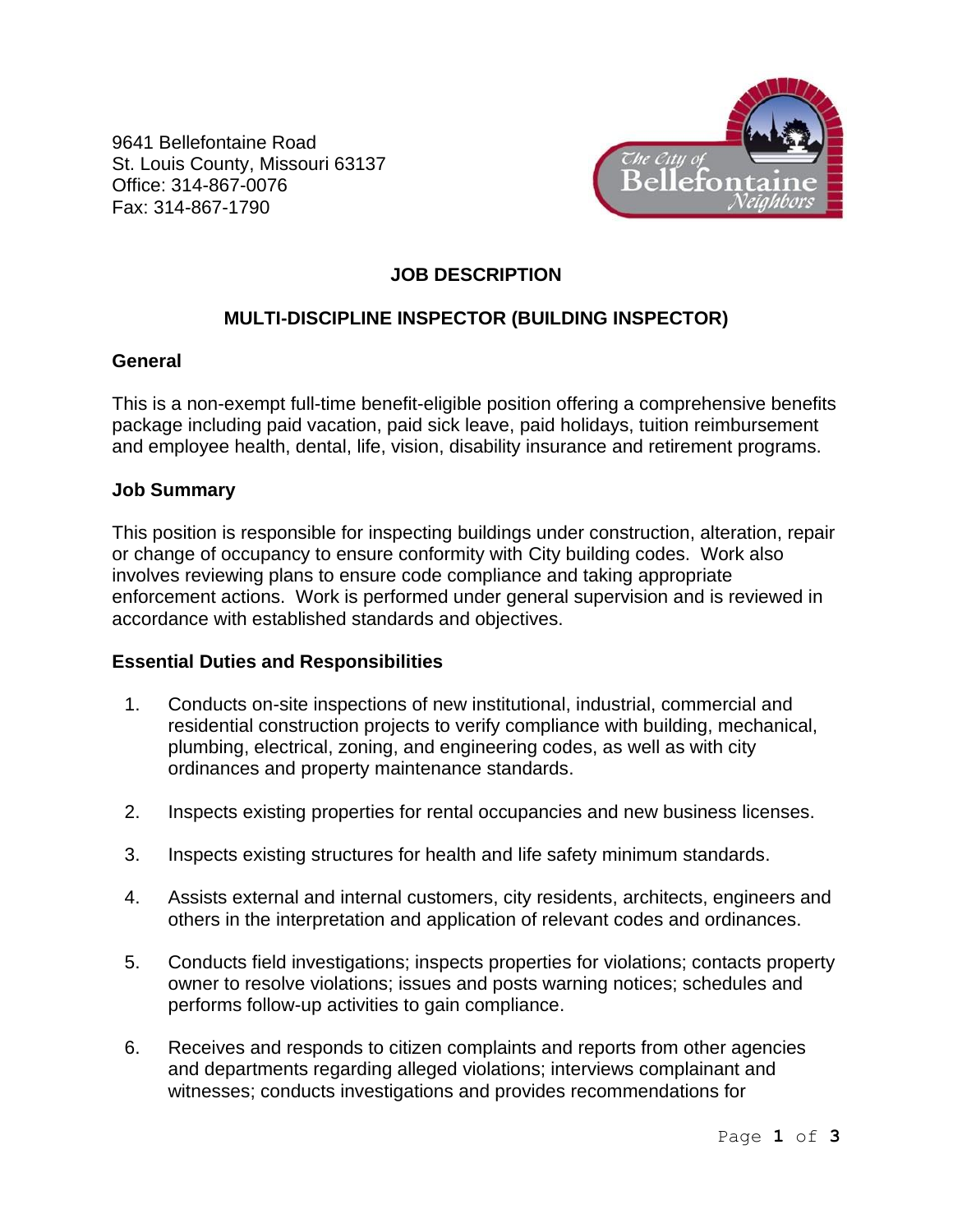9641 Bellefontaine Road
St. Louis County, Missouri 63137
Office: 314-867-0076
Fax: 314-867-1790

The City of Bellefontaine Neighbors

# JOB DESCRIPTION

## MULTI-DISCIPLINE INSPECTOR (BUILDING INSPECTOR)

### General

This is a non-exempt full-time benefit-eligible position offering a comprehensive benefits package including paid vacation, paid sick leave, paid holidays, tuition reimbursement and employee health, dental, life, vision, disability insurance and retirement programs.

### Job Summary

This position is responsible for inspecting buildings under construction, alteration, repair or change of occupancy to ensure conformity with City building codes. Work also involves reviewing plans to ensure code compliance and taking appropriate enforcement actions. Work is performed under general supervision and is reviewed in accordance with established standards and objectives.

### Essential Duties and Responsibilities

1. Conducts on-site inspections of new institutional, industrial, commercial and residential construction projects to verify compliance with building, mechanical, plumbing, electrical, zoning, and engineering codes, as well as with city ordinances and property maintenance standards.

2. Inspects existing properties for rental occupancies and new business licenses.

3. Inspects existing structures for health and life safety minimum standards.

4. Assists external and internal customers, city residents, architects, engineers and others in the interpretation and application of relevant codes and ordinances.

5. Conducts field investigations; inspects properties for violations; contacts property owner to resolve violations; issues and posts warning notices; schedules and performs follow-up activities to gain compliance.

6. Receives and responds to citizen complaints and reports from other agencies and departments regarding alleged violations; interviews complainant and witnesses; conducts investigations and provides recommendations for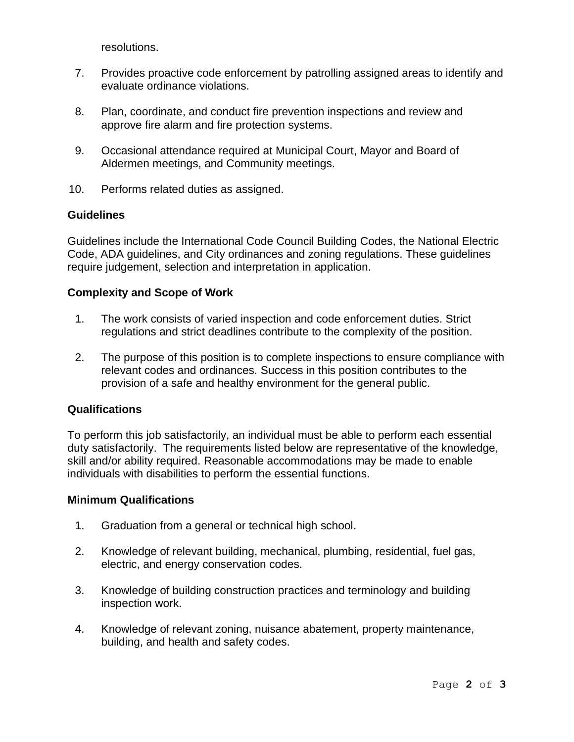resolutions.

7. Provides proactive code enforcement by patrolling assigned areas to identify and evaluate ordinance violations.

8. Plan, coordinate, and conduct fire prevention inspections and review and approve fire alarm and fire protection systems.

9. Occasional attendance required at Municipal Court, Mayor and Board of Aldermen meetings, and Community meetings.

10. Performs related duties as assigned.

**Guidelines**

Guidelines include the International Code Council Building Codes, the National Electric Code, ADA guidelines, and City ordinances and zoning regulations. These guidelines require judgement, selection and interpretation in application.

**Complexity and Scope of Work**

1. The work consists of varied inspection and code enforcement duties. Strict regulations and strict deadlines contribute to the complexity of the position.

2. The purpose of this position is to complete inspections to ensure compliance with relevant codes and ordinances. Success in this position contributes to the provision of a safe and healthy environment for the general public.

**Qualifications**

To perform this job satisfactorily, an individual must be able to perform each essential duty satisfactorily. The requirements listed below are representative of the knowledge, skill and/or ability required. Reasonable accommodations may be made to enable individuals with disabilities to perform the essential functions.

**Minimum Qualifications**

1. Graduation from a general or technical high school.

2. Knowledge of relevant building, mechanical, plumbing, residential, fuel gas, electric, and energy conservation codes.

3. Knowledge of building construction practices and terminology and building inspection work.

4. Knowledge of relevant zoning, nuisance abatement, property maintenance, building, and health and safety codes.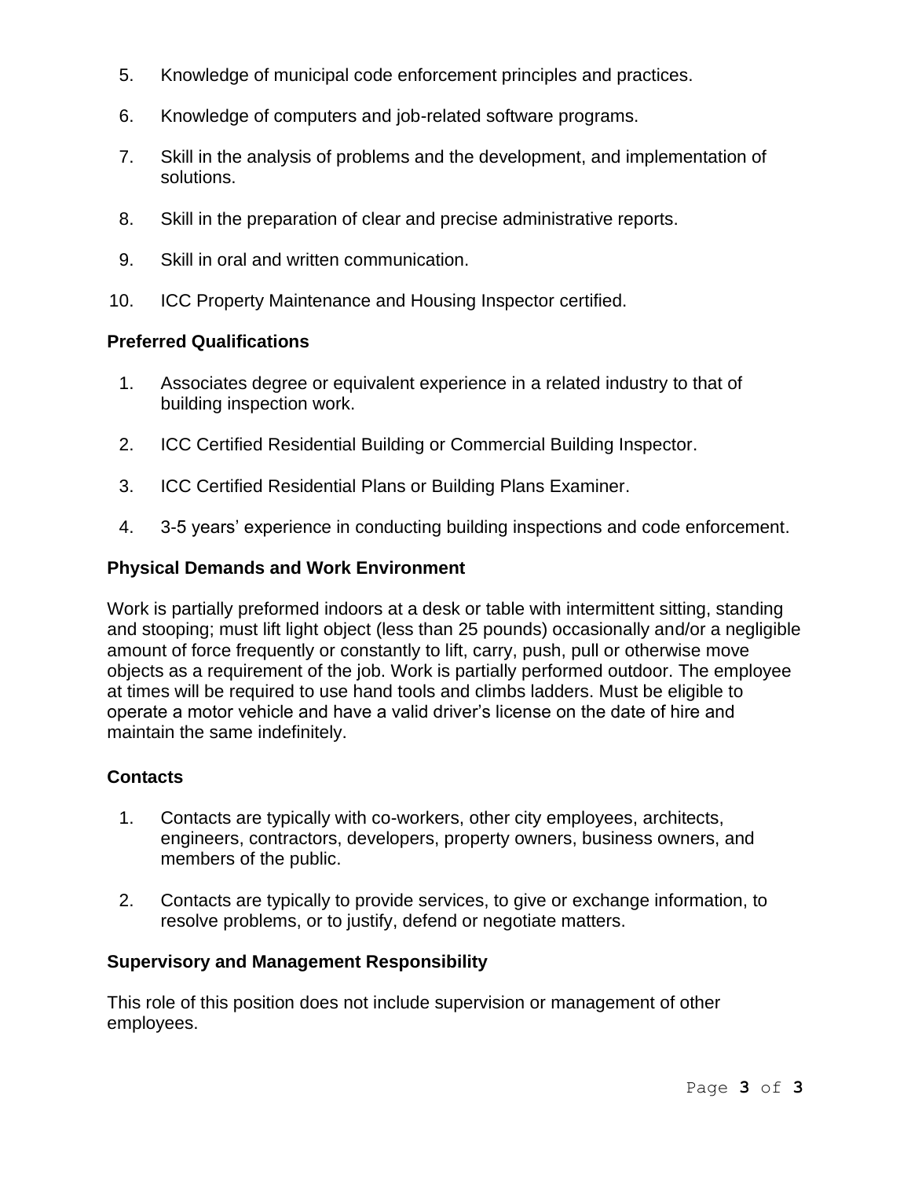5. Knowledge of municipal code enforcement principles and practices.
6. Knowledge of computers and job-related software programs.
7. Skill in the analysis of problems and the development, and implementation of solutions.
8. Skill in the preparation of clear and precise administrative reports.
9. Skill in oral and written communication.
10. ICC Property Maintenance and Housing Inspector certified.

### Preferred Qualifications

1. Associates degree or equivalent experience in a related industry to that of building inspection work.
2. ICC Certified Residential Building or Commercial Building Inspector.
3. ICC Certified Residential Plans or Building Plans Examiner.
4. 3-5 years' experience in conducting building inspections and code enforcement.

### Physical Demands and Work Environment

Work is partially preformed indoors at a desk or table with intermittent sitting, standing and stooping; must lift light object (less than 25 pounds) occasionally and/or a negligible amount of force frequently or constantly to lift, carry, push, pull or otherwise move objects as a requirement of the job. Work is partially performed outdoor. The employee at times will be required to use hand tools and climbs ladders. Must be eligible to operate a motor vehicle and have a valid driver's license on the date of hire and maintain the same indefinitely.

### Contacts

1. Contacts are typically with co-workers, other city employees, architects, engineers, contractors, developers, property owners, business owners, and members of the public.
2. Contacts are typically to provide services, to give or exchange information, to resolve problems, or to justify, defend or negotiate matters.

### Supervisory and Management Responsibility

This role of this position does not include supervision or management of other employees.